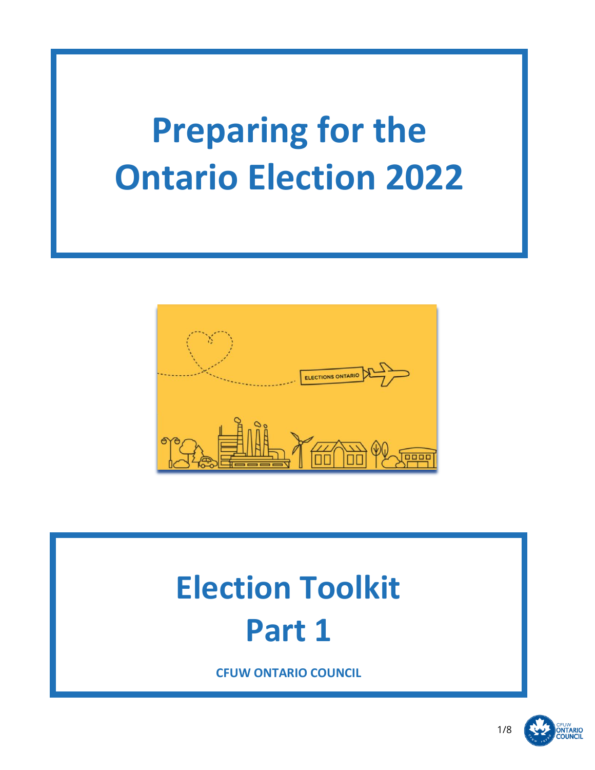# Preparing for the Ontario Election 2022

# Election Toolkit Part 1

**CFUW ONTARIO COUNCIL**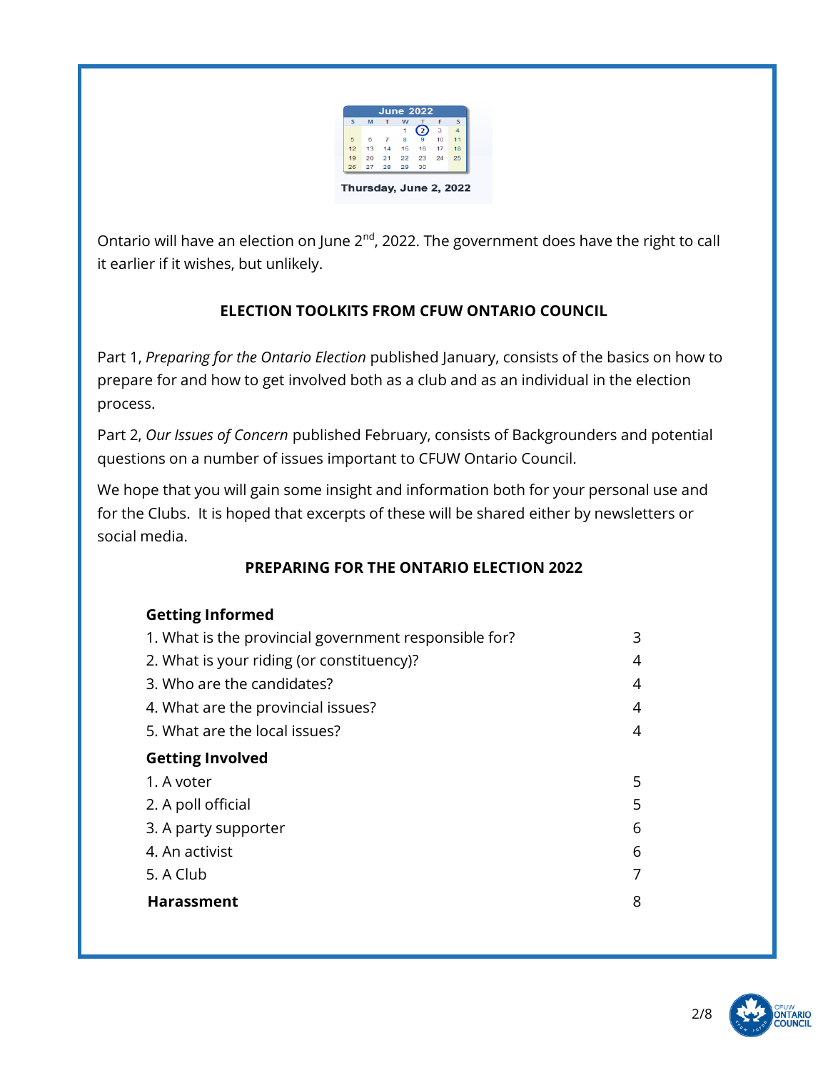Thursday, June 2, 2022

Ontario will have an election on June 2nd, 2022. The government does have the right to call it earlier if it wishes, but unlikely.

## ELECTION TOOLKITS FROM CFUW ONTARIO COUNCIL

Part 1, *Preparing for the Ontario Election* published January, consists of the basics on how to prepare for and how to get involved both as a club and as an individual in the election process.

Part 2, *Our Issues of Concern* published February, consists of Backgrounders and potential questions on a number of issues important to CFUW Ontario Council.

We hope that you will gain some insight and information both for your personal use and for the Clubs. It is hoped that excerpts of these will be shared either by newsletters or social media.

## PREPARING FOR THE ONTARIO ELECTION 2022

**Getting Informed**

| | |
|---|---|
| 1. What is the provincial government responsible for? | 3 |
| 2. What is your riding (or constituency)? | 4 |
| 3. Who are the candidates? | 4 |
| 4. What are the provincial issues? | 4 |
| 5. What are the local issues? | 4 |

**Getting Involved**

| | |
|---|---|
| 1. A voter | 5 |
| 2. A poll official | 5 |
| 3. A party supporter | 6 |
| 4. An activist | 6 |
| 5. A Club | 7 |

| | |
|---|---|
| **Harassment** | 8 |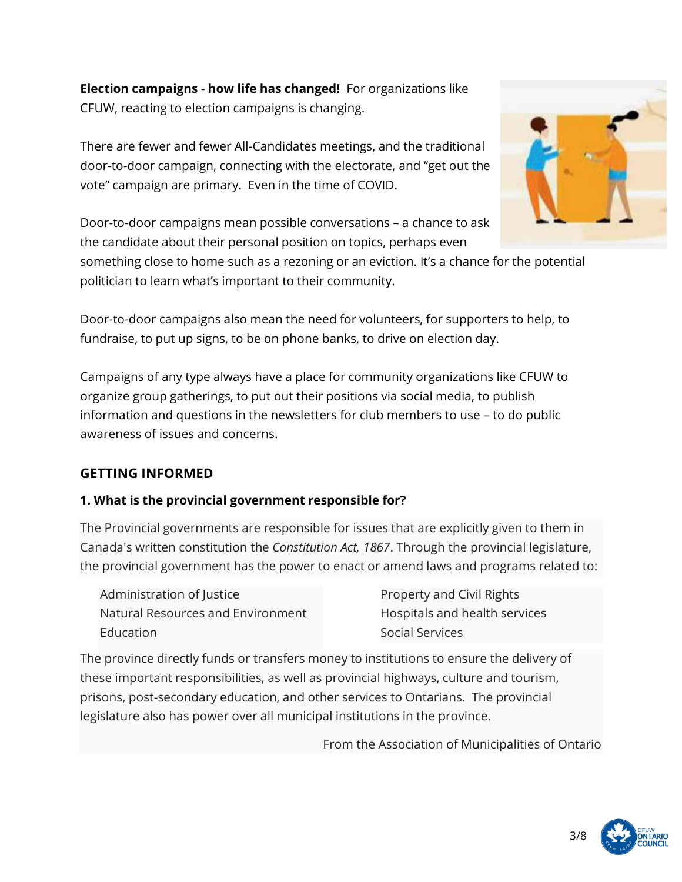**Election campaigns** - **how life has changed!** For organizations like CFUW, reacting to election campaigns is changing.

There are fewer and fewer All-Candidates meetings, and the traditional door-to-door campaign, connecting with the electorate, and "get out the vote" campaign are primary. Even in the time of COVID.

Door-to-door campaigns mean possible conversations – a chance to ask the candidate about their personal position on topics, perhaps even something close to home such as a rezoning or an eviction. It's a chance for the potential politician to learn what's important to their community.

Door-to-door campaigns also mean the need for volunteers, for supporters to help, to fundraise, to put up signs, to be on phone banks, to drive on election day.

Campaigns of any type always have a place for community organizations like CFUW to organize group gatherings, to put out their positions via social media, to publish information and questions in the newsletters for club members to use – to do public awareness of issues and concerns.

## GETTING INFORMED

### 1. What is the provincial government responsible for?

The Provincial governments are responsible for issues that are explicitly given to them in Canada's written constitution the *Constitution Act, 1867*. Through the provincial legislature, the provincial government has the power to enact or amend laws and programs related to:

- Administration of Justice
- Natural Resources and Environment
- Education
- Property and Civil Rights
- Hospitals and health services
- Social Services

The province directly funds or transfers money to institutions to ensure the delivery of these important responsibilities, as well as provincial highways, culture and tourism, prisons, post-secondary education, and other services to Ontarians. The provincial legislature also has power over all municipal institutions in the province.

From the Association of Municipalities of Ontario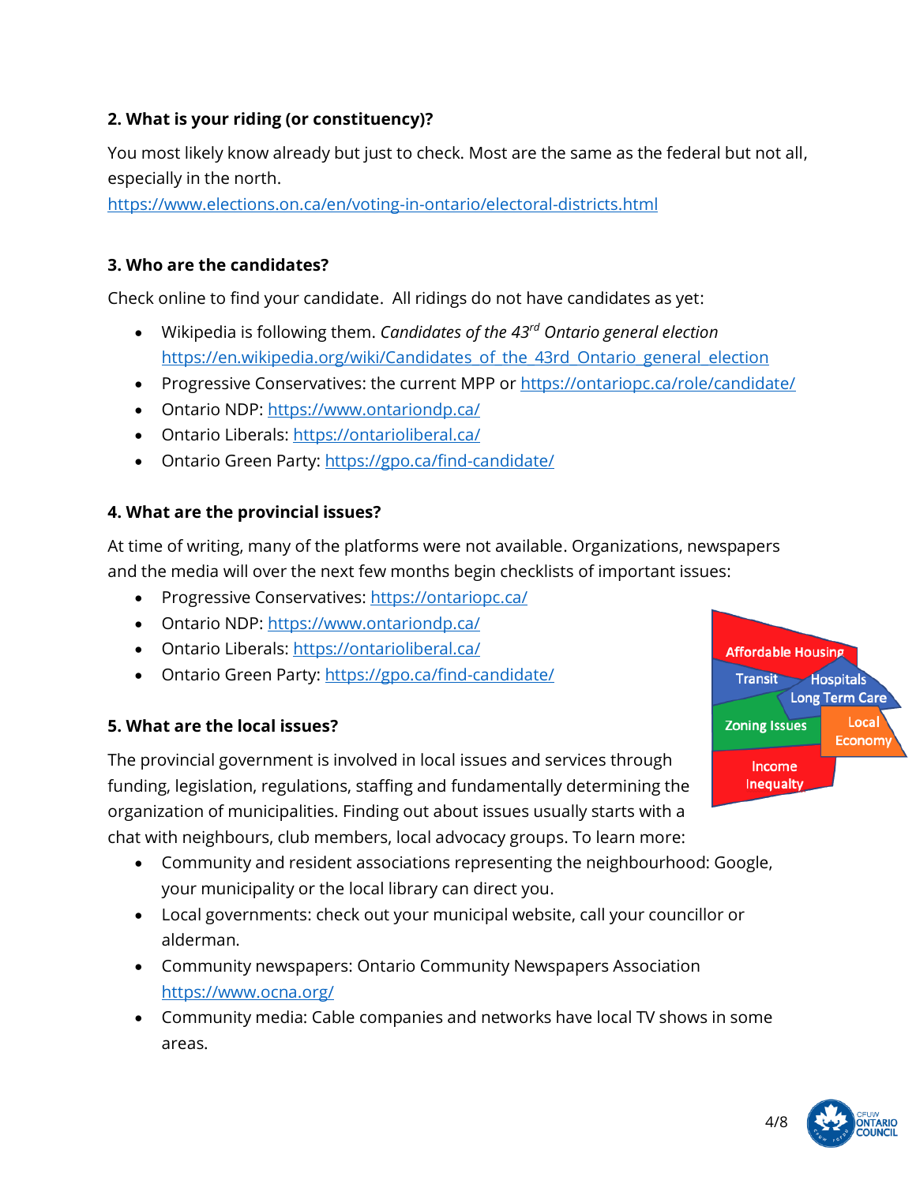**2. What is your riding (or constituency)?**

You most likely know already but just to check. Most are the same as the federal but not all, especially in the north.
https://www.elections.on.ca/en/voting-in-ontario/electoral-districts.html

**3. Who are the candidates?**

Check online to find your candidate. All ridings do not have candidates as yet:

- Wikipedia is following them. *Candidates of the 43rd Ontario general election* https://en.wikipedia.org/wiki/Candidates_of_the_43rd_Ontario_general_election
- Progressive Conservatives: the current MPP or https://ontariopc.ca/role/candidate/
- Ontario NDP: https://www.ontariondp.ca/
- Ontario Liberals: https://ontarioliberal.ca/
- Ontario Green Party: https://gpo.ca/find-candidate/

**4. What are the provincial issues?**

At time of writing, many of the platforms were not available. Organizations, newspapers and the media will over the next few months begin checklists of important issues:

- Progressive Conservatives: https://ontariopc.ca/
- Ontario NDP: https://www.ontariondp.ca/
- Ontario Liberals: https://ontarioliberal.ca/
- Ontario Green Party: https://gpo.ca/find-candidate/

**5. What are the local issues?**

The provincial government is involved in local issues and services through funding, legislation, regulations, staffing and fundamentally determining the organization of municipalities. Finding out about issues usually starts with a chat with neighbours, club members, local advocacy groups. To learn more:

- Community and resident associations representing the neighbourhood: Google, your municipality or the local library can direct you.
- Local governments: check out your municipal website, call your councillor or alderman.
- Community newspapers: Ontario Community Newspapers Association https://www.ocna.org/
- Community media: Cable companies and networks have local TV shows in some areas.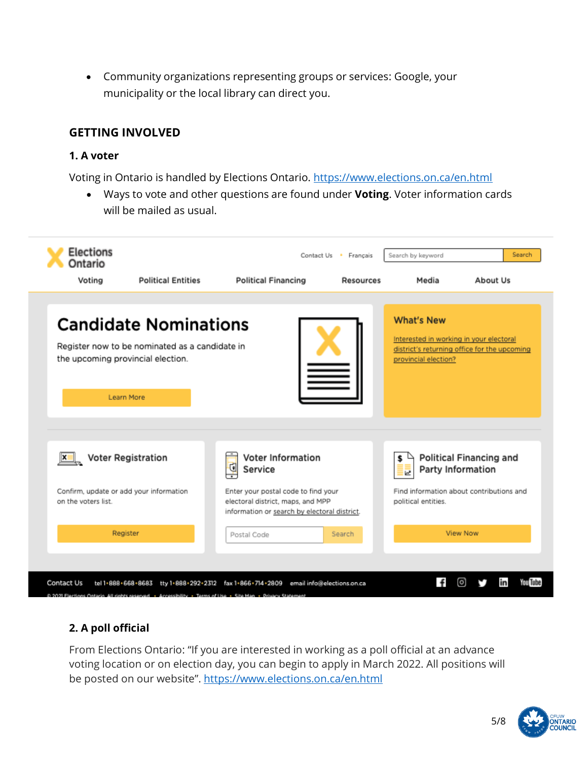- Community organizations representing groups or services: Google, your municipality or the local library can direct you.

## GETTING INVOLVED

### 1. A voter

Voting in Ontario is handled by Elections Ontario. https://www.elections.on.ca/en.html

- Ways to vote and other questions are found under **Voting**. Voter information cards will be mailed as usual.

### 2. A poll official

From Elections Ontario: "If you are interested in working as a poll official at an advance voting location or on election day, you can begin to apply in March 2022. All positions will be posted on our website". https://www.elections.on.ca/en.html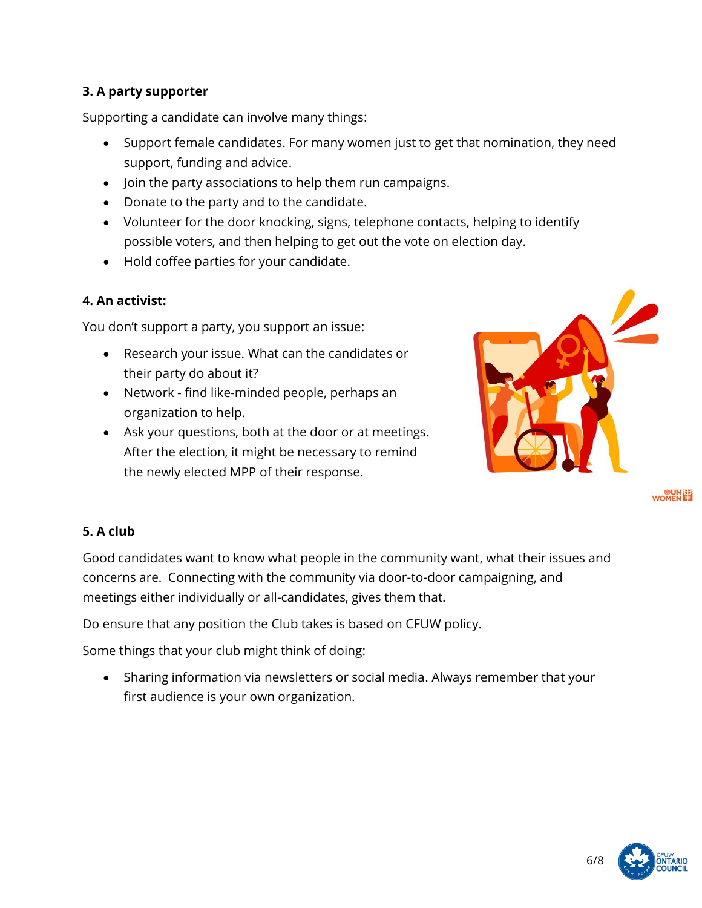**3. A party supporter**

Supporting a candidate can involve many things:

- Support female candidates. For many women just to get that nomination, they need support, funding and advice.
- Join the party associations to help them run campaigns.
- Donate to the party and to the candidate.
- Volunteer for the door knocking, signs, telephone contacts, helping to identify possible voters, and then helping to get out the vote on election day.
- Hold coffee parties for your candidate.

**4. An activist:**

You don't support a party, you support an issue:

- Research your issue. What can the candidates or their party do about it?
- Network - find like-minded people, perhaps an organization to help.
- Ask your questions, both at the door or at meetings. After the election, it might be necessary to remind the newly elected MPP of their response.

**5. A club**

Good candidates want to know what people in the community want, what their issues and concerns are. Connecting with the community via door-to-door campaigning, and meetings either individually or all-candidates, gives them that.

Do ensure that any position the Club takes is based on CFUW policy.

Some things that your club might think of doing:

- Sharing information via newsletters or social media. Always remember that your first audience is your own organization.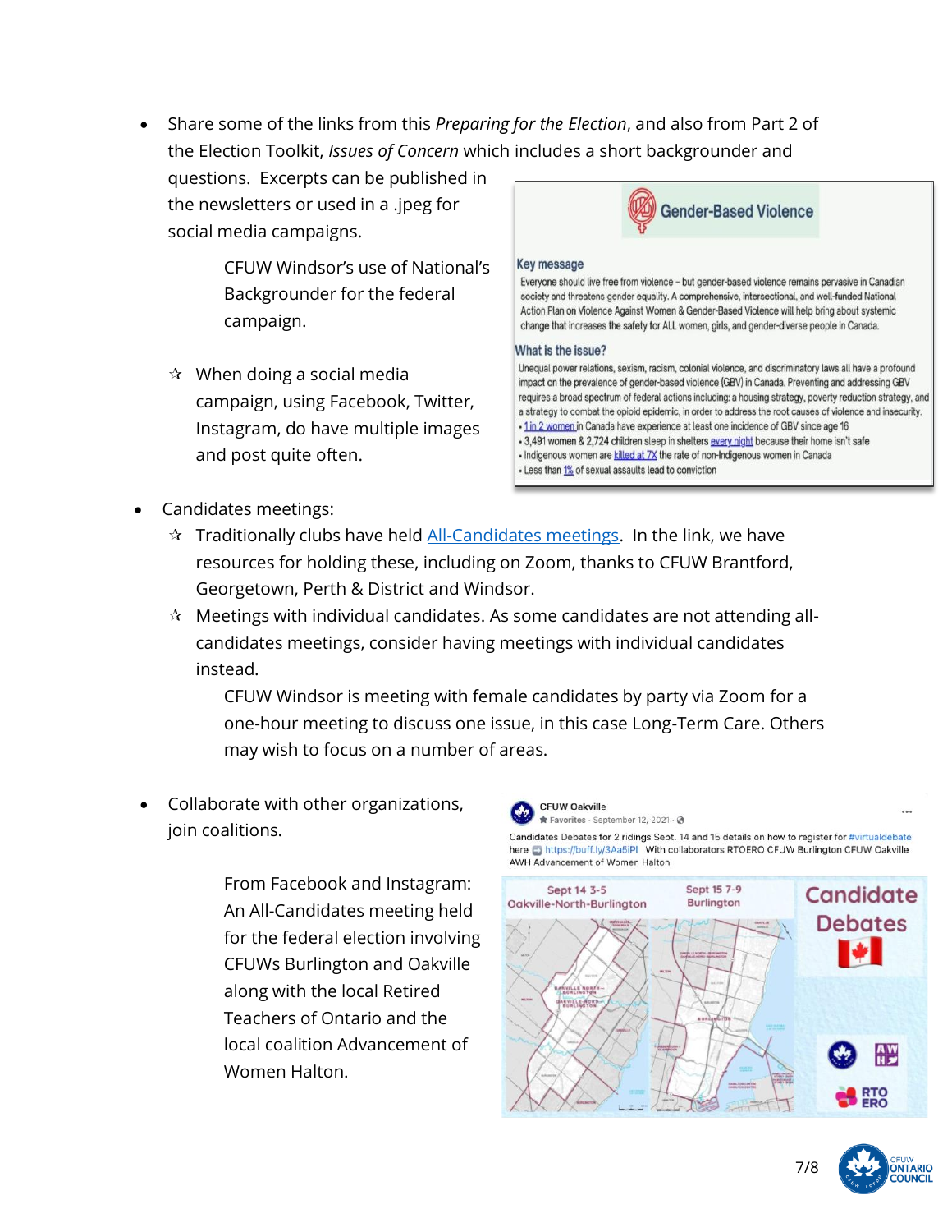- Share some of the links from this *Preparing for the Election*, and also from Part 2 of the Election Toolkit, *Issues of Concern* which includes a short backgrounder and questions. Excerpts can be published in the newsletters or used in a .jpeg for social media campaigns.

    CFUW Windsor's use of National's Backgrounder for the federal campaign.

    ✫ When doing a social media campaign, using Facebook, Twitter, Instagram, do have multiple images and post quite often.

- Candidates meetings:
    ✫ Traditionally clubs have held [All-Candidates meetings](). In the link, we have resources for holding these, including on Zoom, thanks to CFUW Brantford, Georgetown, Perth & District and Windsor.
    ✫ Meetings with individual candidates. As some candidates are not attending all-candidates meetings, consider having meetings with individual candidates instead.

    CFUW Windsor is meeting with female candidates by party via Zoom for a one-hour meeting to discuss one issue, in this case Long-Term Care. Others may wish to focus on a number of areas.

- Collaborate with other organizations, join coalitions.

    From Facebook and Instagram: An All-Candidates meeting held for the federal election involving CFUWs Burlington and Oakville along with the local Retired Teachers of Ontario and the local coalition Advancement of Women Halton.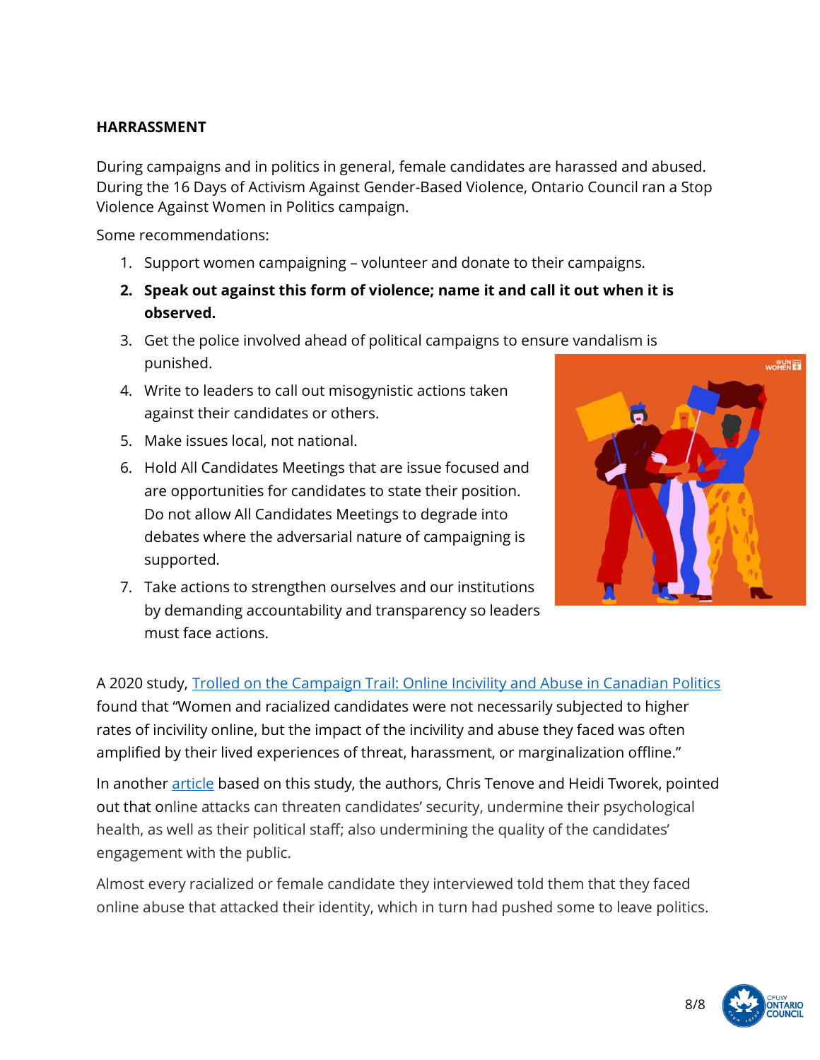**HARRASSMENT**

During campaigns and in politics in general, female candidates are harassed and abused. During the 16 Days of Activism Against Gender-Based Violence, Ontario Council ran a Stop Violence Against Women in Politics campaign.

Some recommendations:

1. Support women campaigning – volunteer and donate to their campaigns.
2. **Speak out against this form of violence; name it and call it out when it is observed.**
3. Get the police involved ahead of political campaigns to ensure vandalism is punished.
4. Write to leaders to call out misogynistic actions taken against their candidates or others.
5. Make issues local, not national.
6. Hold All Candidates Meetings that are issue focused and are opportunities for candidates to state their position. Do not allow All Candidates Meetings to degrade into debates where the adversarial nature of campaigning is supported.
7. Take actions to strengthen ourselves and our institutions by demanding accountability and transparency so leaders must face actions.

A 2020 study, Trolled on the Campaign Trail: Online Incivility and Abuse in Canadian Politics found that "Women and racialized candidates were not necessarily subjected to higher rates of incivility online, but the impact of the incivility and abuse they faced was often amplified by their lived experiences of threat, harassment, or marginalization offline."

In another article based on this study, the authors, Chris Tenove and Heidi Tworek, pointed out that online attacks can threaten candidates' security, undermine their psychological health, as well as their political staff; also undermining the quality of the candidates' engagement with the public.

Almost every racialized or female candidate they interviewed told them that they faced online abuse that attacked their identity, which in turn had pushed some to leave politics.